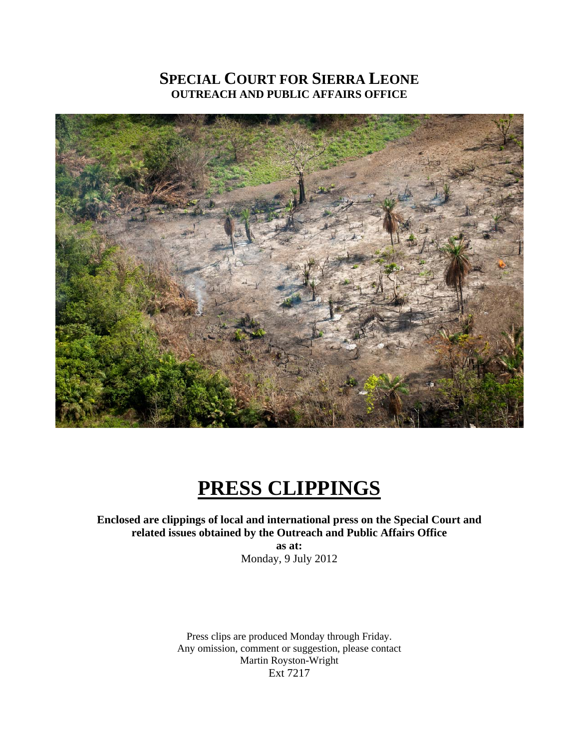# SPECIAL COURT FOR SIERRA LEONE
## OUTREACH AND PUBLIC AFFAIRS OFFICE

# PRESS CLIPPINGS

**Enclosed are clippings of local and international press on the Special Court and related issues obtained by the Outreach and Public Affairs Office**
**as at:**
Monday, 9 July 2012

Press clips are produced Monday through Friday.
Any omission, comment or suggestion, please contact
Martin Royston-Wright
Ext 7217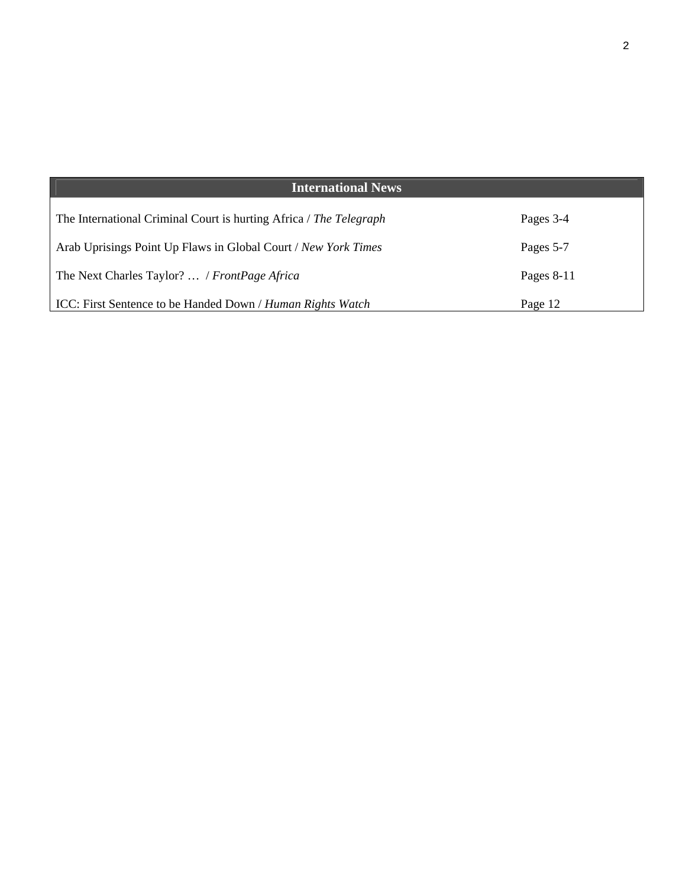| International News | |
|---|---|
| The International Criminal Court is hurting Africa / *The Telegraph* | Pages 3-4 |
| Arab Uprisings Point Up Flaws in Global Court / *New York Times* | Pages 5-7 |
| The Next Charles Taylor? … / *FrontPage Africa* | Pages 8-11 |
| ICC: First Sentence to be Handed Down / *Human Rights Watch* | Page 12 |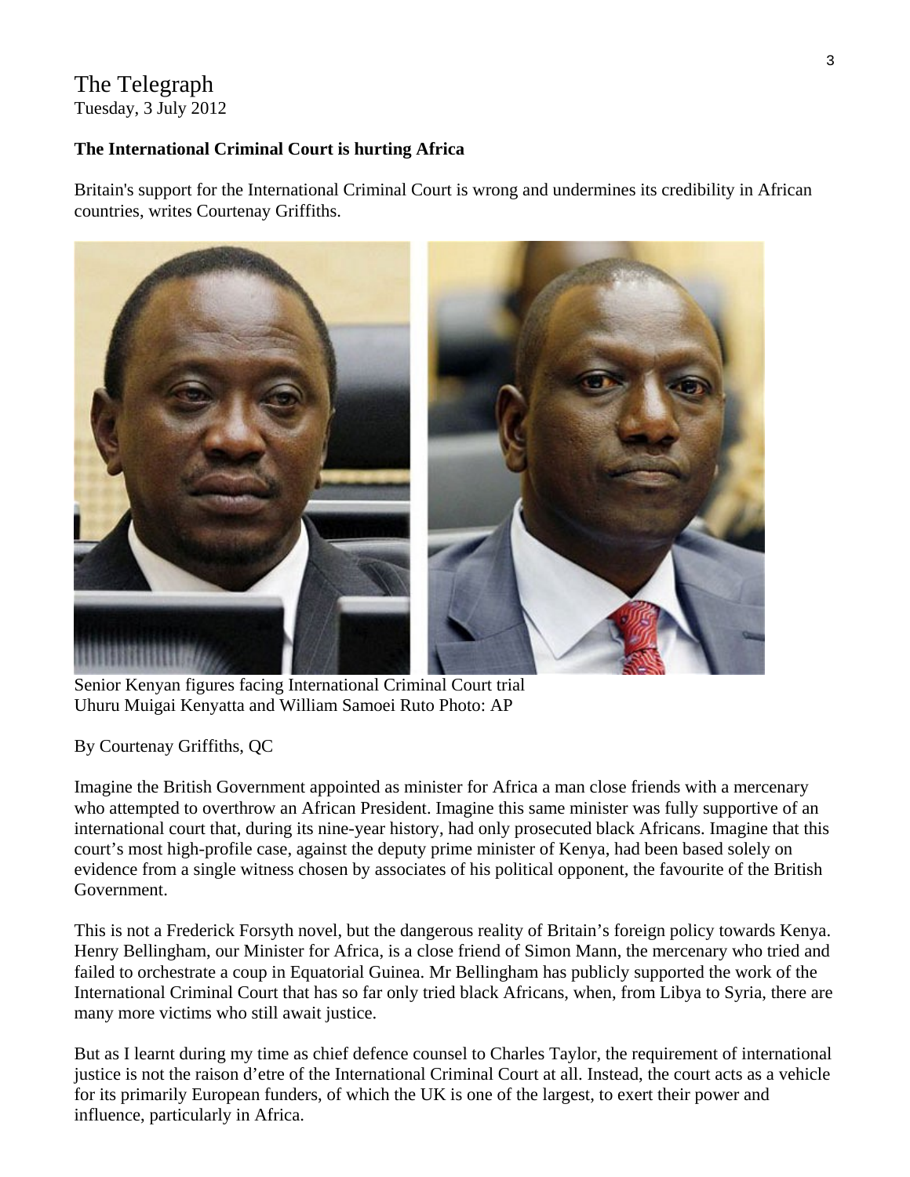The Telegraph
Tuesday, 3 July 2012

**The International Criminal Court is hurting Africa**

Britain's support for the International Criminal Court is wrong and undermines its credibility in African countries, writes Courtenay Griffiths.

Senior Kenyan figures facing International Criminal Court trial Uhuru Muigai Kenyatta and William Samoei Ruto Photo: AP

By Courtenay Griffiths, QC

Imagine the British Government appointed as minister for Africa a man close friends with a mercenary who attempted to overthrow an African President. Imagine this same minister was fully supportive of an international court that, during its nine-year history, had only prosecuted black Africans. Imagine that this court's most high-profile case, against the deputy prime minister of Kenya, had been based solely on evidence from a single witness chosen by associates of his political opponent, the favourite of the British Government.

This is not a Frederick Forsyth novel, but the dangerous reality of Britain's foreign policy towards Kenya. Henry Bellingham, our Minister for Africa, is a close friend of Simon Mann, the mercenary who tried and failed to orchestrate a coup in Equatorial Guinea. Mr Bellingham has publicly supported the work of the International Criminal Court that has so far only tried black Africans, when, from Libya to Syria, there are many more victims who still await justice.

But as I learnt during my time as chief defence counsel to Charles Taylor, the requirement of international justice is not the raison d'etre of the International Criminal Court at all. Instead, the court acts as a vehicle for its primarily European funders, of which the UK is one of the largest, to exert their power and influence, particularly in Africa.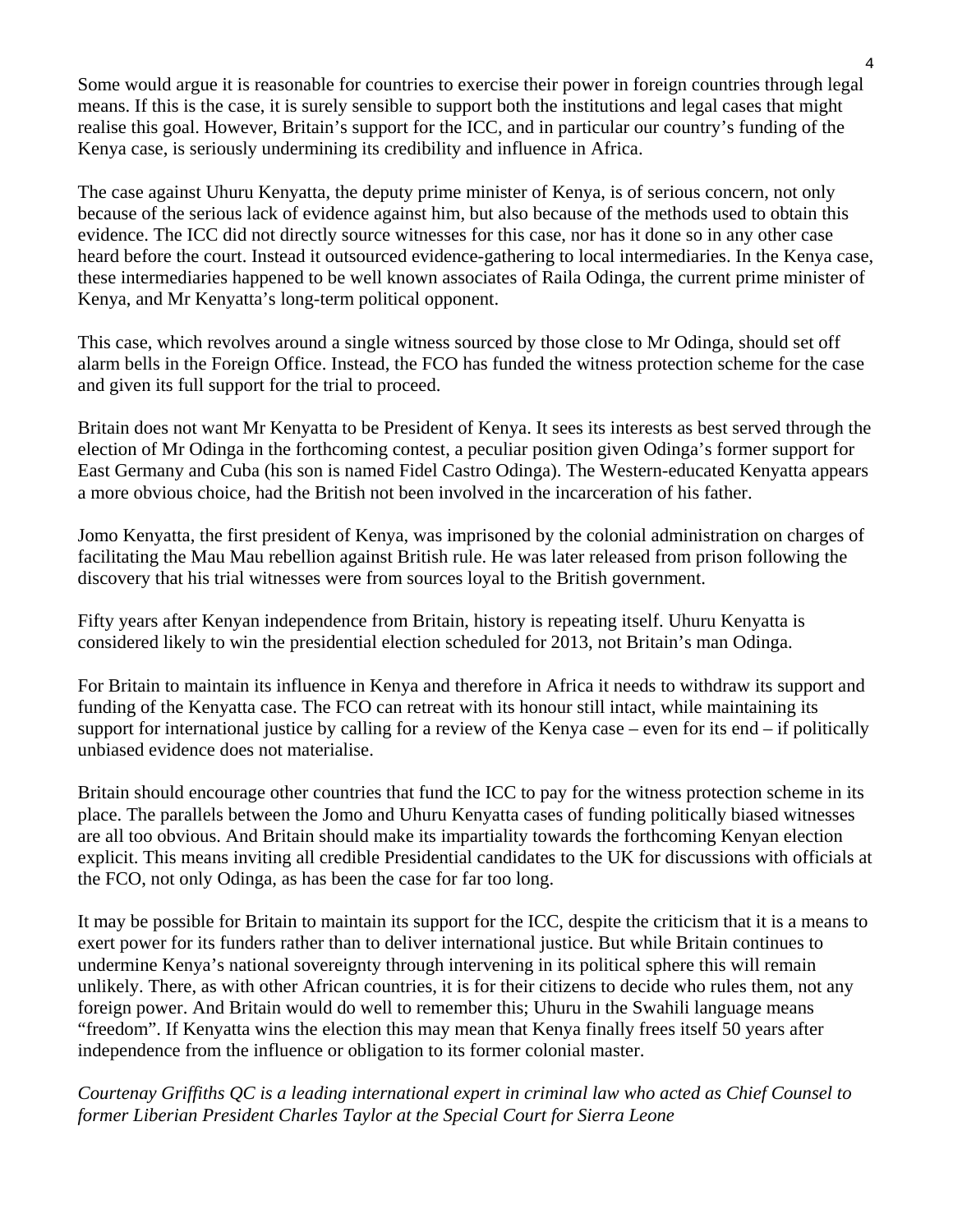Some would argue it is reasonable for countries to exercise their power in foreign countries through legal means. If this is the case, it is surely sensible to support both the institutions and legal cases that might realise this goal. However, Britain's support for the ICC, and in particular our country's funding of the Kenya case, is seriously undermining its credibility and influence in Africa.

The case against Uhuru Kenyatta, the deputy prime minister of Kenya, is of serious concern, not only because of the serious lack of evidence against him, but also because of the methods used to obtain this evidence. The ICC did not directly source witnesses for this case, nor has it done so in any other case heard before the court. Instead it outsourced evidence-gathering to local intermediaries. In the Kenya case, these intermediaries happened to be well known associates of Raila Odinga, the current prime minister of Kenya, and Mr Kenyatta's long-term political opponent.

This case, which revolves around a single witness sourced by those close to Mr Odinga, should set off alarm bells in the Foreign Office. Instead, the FCO has funded the witness protection scheme for the case and given its full support for the trial to proceed.

Britain does not want Mr Kenyatta to be President of Kenya. It sees its interests as best served through the election of Mr Odinga in the forthcoming contest, a peculiar position given Odinga's former support for East Germany and Cuba (his son is named Fidel Castro Odinga). The Western-educated Kenyatta appears a more obvious choice, had the British not been involved in the incarceration of his father.

Jomo Kenyatta, the first president of Kenya, was imprisoned by the colonial administration on charges of facilitating the Mau Mau rebellion against British rule. He was later released from prison following the discovery that his trial witnesses were from sources loyal to the British government.

Fifty years after Kenyan independence from Britain, history is repeating itself. Uhuru Kenyatta is considered likely to win the presidential election scheduled for 2013, not Britain's man Odinga.

For Britain to maintain its influence in Kenya and therefore in Africa it needs to withdraw its support and funding of the Kenyatta case. The FCO can retreat with its honour still intact, while maintaining its support for international justice by calling for a review of the Kenya case – even for its end – if politically unbiased evidence does not materialise.

Britain should encourage other countries that fund the ICC to pay for the witness protection scheme in its place. The parallels between the Jomo and Uhuru Kenyatta cases of funding politically biased witnesses are all too obvious. And Britain should make its impartiality towards the forthcoming Kenyan election explicit. This means inviting all credible Presidential candidates to the UK for discussions with officials at the FCO, not only Odinga, as has been the case for far too long.

It may be possible for Britain to maintain its support for the ICC, despite the criticism that it is a means to exert power for its funders rather than to deliver international justice. But while Britain continues to undermine Kenya's national sovereignty through intervening in its political sphere this will remain unlikely. There, as with other African countries, it is for their citizens to decide who rules them, not any foreign power. And Britain would do well to remember this; Uhuru in the Swahili language means "freedom". If Kenyatta wins the election this may mean that Kenya finally frees itself 50 years after independence from the influence or obligation to its former colonial master.

*Courtenay Griffiths QC is a leading international expert in criminal law who acted as Chief Counsel to former Liberian President Charles Taylor at the Special Court for Sierra Leone*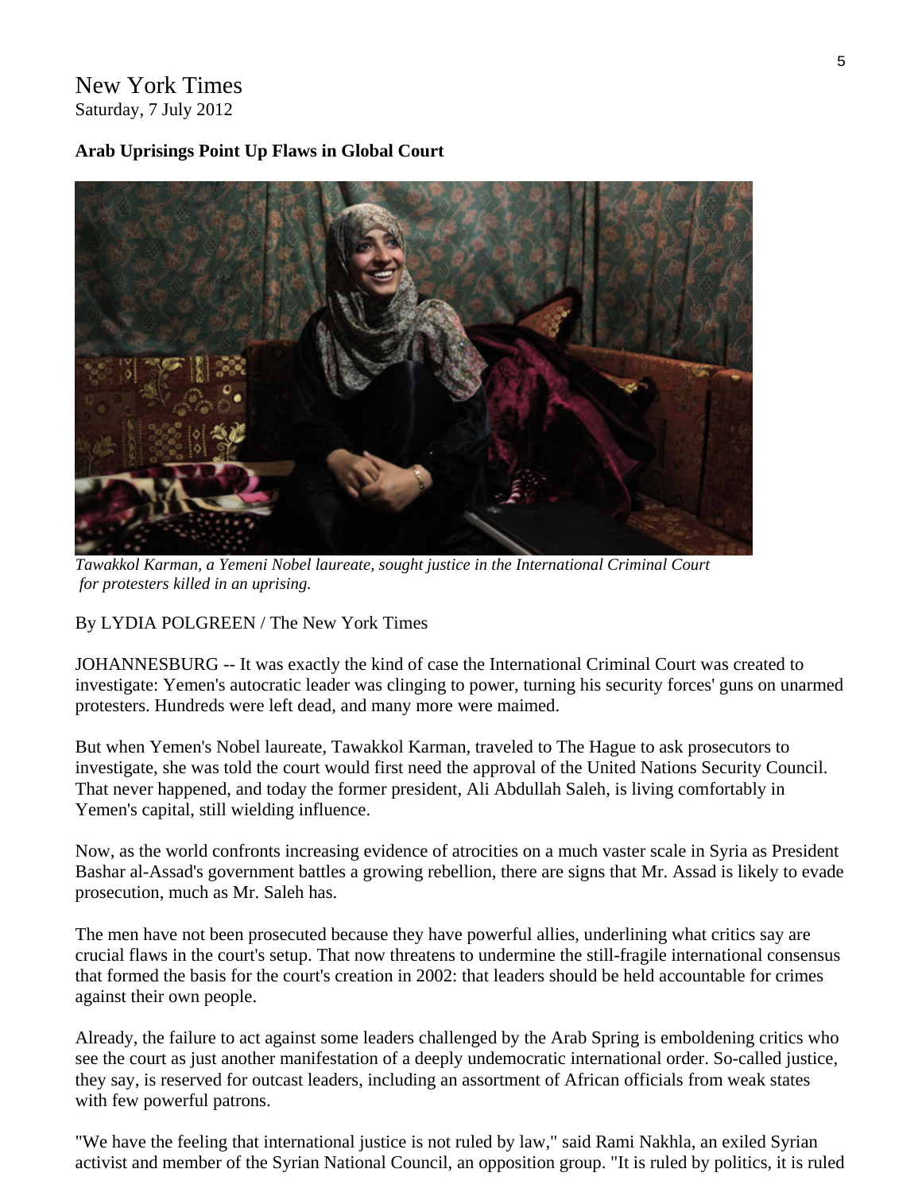New York Times
Saturday, 7 July 2012

**Arab Uprisings Point Up Flaws in Global Court**

*Tawakkol Karman, a Yemeni Nobel laureate, sought justice in the International Criminal Court for protesters killed in an uprising.*

By LYDIA POLGREEN / The New York Times

JOHANNESBURG -- It was exactly the kind of case the International Criminal Court was created to investigate: Yemen's autocratic leader was clinging to power, turning his security forces' guns on unarmed protesters. Hundreds were left dead, and many more were maimed.

But when Yemen's Nobel laureate, Tawakkol Karman, traveled to The Hague to ask prosecutors to investigate, she was told the court would first need the approval of the United Nations Security Council. That never happened, and today the former president, Ali Abdullah Saleh, is living comfortably in Yemen's capital, still wielding influence.

Now, as the world confronts increasing evidence of atrocities on a much vaster scale in Syria as President Bashar al-Assad's government battles a growing rebellion, there are signs that Mr. Assad is likely to evade prosecution, much as Mr. Saleh has.

The men have not been prosecuted because they have powerful allies, underlining what critics say are crucial flaws in the court's setup. That now threatens to undermine the still-fragile international consensus that formed the basis for the court's creation in 2002: that leaders should be held accountable for crimes against their own people.

Already, the failure to act against some leaders challenged by the Arab Spring is emboldening critics who see the court as just another manifestation of a deeply undemocratic international order. So-called justice, they say, is reserved for outcast leaders, including an assortment of African officials from weak states with few powerful patrons.

"We have the feeling that international justice is not ruled by law," said Rami Nakhla, an exiled Syrian activist and member of the Syrian National Council, an opposition group. "It is ruled by politics, it is ruled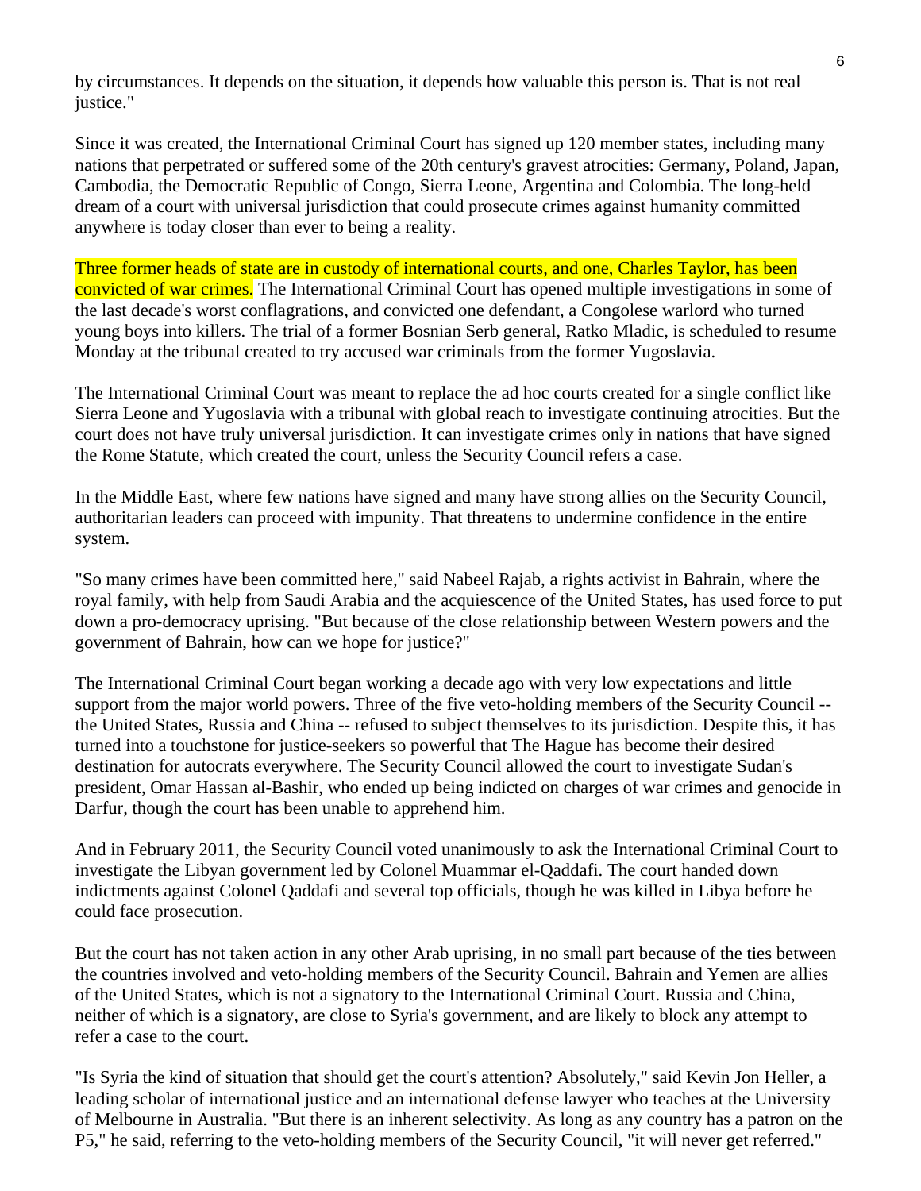by circumstances. It depends on the situation, it depends how valuable this person is. That is not real justice."

Since it was created, the International Criminal Court has signed up 120 member states, including many nations that perpetrated or suffered some of the 20th century's gravest atrocities: Germany, Poland, Japan, Cambodia, the Democratic Republic of Congo, Sierra Leone, Argentina and Colombia. The long-held dream of a court with universal jurisdiction that could prosecute crimes against humanity committed anywhere is today closer than ever to being a reality.

Three former heads of state are in custody of international courts, and one, Charles Taylor, has been convicted of war crimes. The International Criminal Court has opened multiple investigations in some of the last decade's worst conflagrations, and convicted one defendant, a Congolese warlord who turned young boys into killers. The trial of a former Bosnian Serb general, Ratko Mladic, is scheduled to resume Monday at the tribunal created to try accused war criminals from the former Yugoslavia.

The International Criminal Court was meant to replace the ad hoc courts created for a single conflict like Sierra Leone and Yugoslavia with a tribunal with global reach to investigate continuing atrocities. But the court does not have truly universal jurisdiction. It can investigate crimes only in nations that have signed the Rome Statute, which created the court, unless the Security Council refers a case.

In the Middle East, where few nations have signed and many have strong allies on the Security Council, authoritarian leaders can proceed with impunity. That threatens to undermine confidence in the entire system.

"So many crimes have been committed here," said Nabeel Rajab, a rights activist in Bahrain, where the royal family, with help from Saudi Arabia and the acquiescence of the United States, has used force to put down a pro-democracy uprising. "But because of the close relationship between Western powers and the government of Bahrain, how can we hope for justice?"

The International Criminal Court began working a decade ago with very low expectations and little support from the major world powers. Three of the five veto-holding members of the Security Council -- the United States, Russia and China -- refused to subject themselves to its jurisdiction. Despite this, it has turned into a touchstone for justice-seekers so powerful that The Hague has become their desired destination for autocrats everywhere. The Security Council allowed the court to investigate Sudan's president, Omar Hassan al-Bashir, who ended up being indicted on charges of war crimes and genocide in Darfur, though the court has been unable to apprehend him.

And in February 2011, the Security Council voted unanimously to ask the International Criminal Court to investigate the Libyan government led by Colonel Muammar el-Qaddafi. The court handed down indictments against Colonel Qaddafi and several top officials, though he was killed in Libya before he could face prosecution.

But the court has not taken action in any other Arab uprising, in no small part because of the ties between the countries involved and veto-holding members of the Security Council. Bahrain and Yemen are allies of the United States, which is not a signatory to the International Criminal Court. Russia and China, neither of which is a signatory, are close to Syria's government, and are likely to block any attempt to refer a case to the court.

"Is Syria the kind of situation that should get the court's attention? Absolutely," said Kevin Jon Heller, a leading scholar of international justice and an international defense lawyer who teaches at the University of Melbourne in Australia. "But there is an inherent selectivity. As long as any country has a patron on the P5," he said, referring to the veto-holding members of the Security Council, "it will never get referred."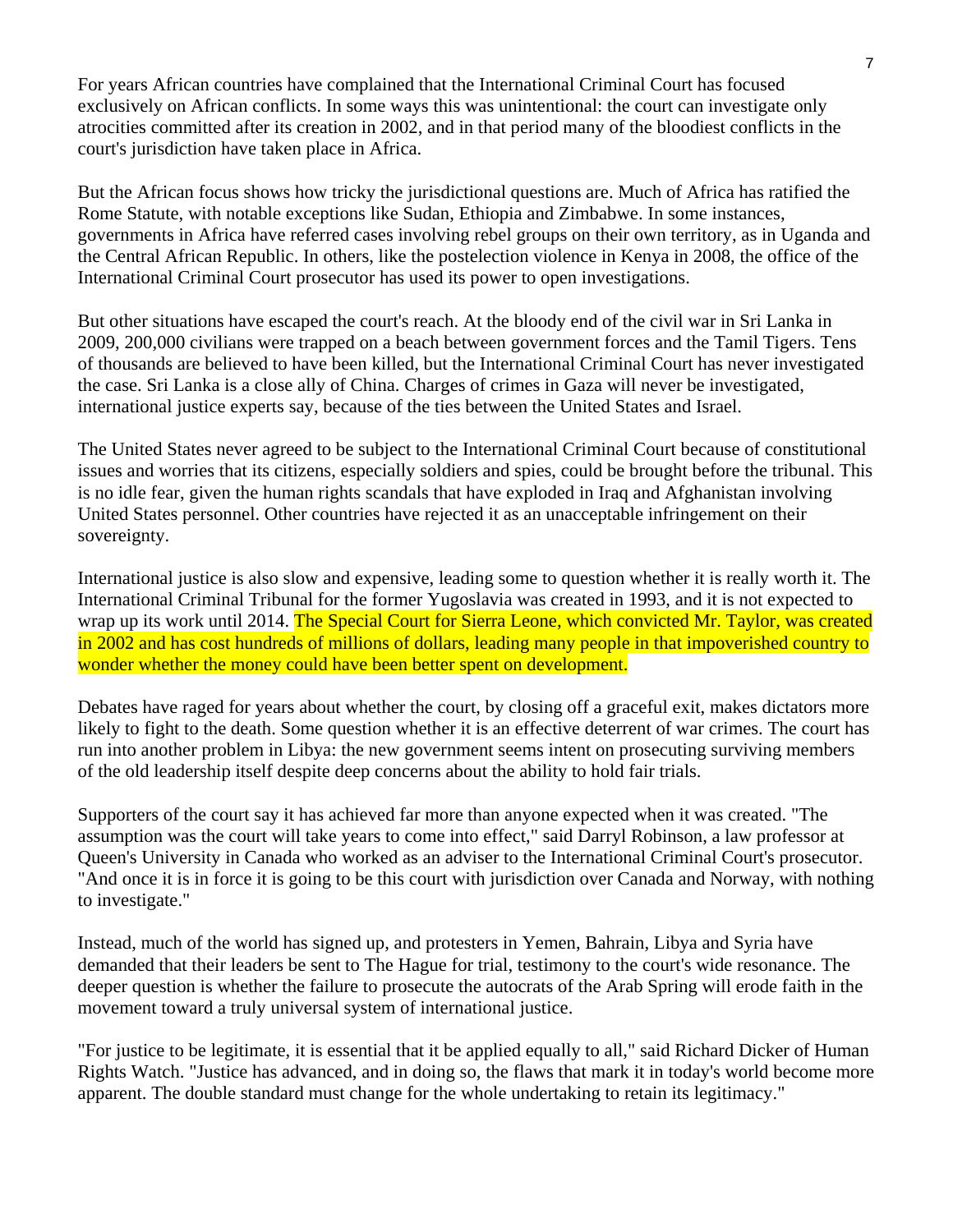For years African countries have complained that the International Criminal Court has focused exclusively on African conflicts. In some ways this was unintentional: the court can investigate only atrocities committed after its creation in 2002, and in that period many of the bloodiest conflicts in the court's jurisdiction have taken place in Africa.

But the African focus shows how tricky the jurisdictional questions are. Much of Africa has ratified the Rome Statute, with notable exceptions like Sudan, Ethiopia and Zimbabwe. In some instances, governments in Africa have referred cases involving rebel groups on their own territory, as in Uganda and the Central African Republic. In others, like the postelection violence in Kenya in 2008, the office of the International Criminal Court prosecutor has used its power to open investigations.

But other situations have escaped the court's reach. At the bloody end of the civil war in Sri Lanka in 2009, 200,000 civilians were trapped on a beach between government forces and the Tamil Tigers. Tens of thousands are believed to have been killed, but the International Criminal Court has never investigated the case. Sri Lanka is a close ally of China. Charges of crimes in Gaza will never be investigated, international justice experts say, because of the ties between the United States and Israel.

The United States never agreed to be subject to the International Criminal Court because of constitutional issues and worries that its citizens, especially soldiers and spies, could be brought before the tribunal. This is no idle fear, given the human rights scandals that have exploded in Iraq and Afghanistan involving United States personnel. Other countries have rejected it as an unacceptable infringement on their sovereignty.

International justice is also slow and expensive, leading some to question whether it is really worth it. The International Criminal Tribunal for the former Yugoslavia was created in 1993, and it is not expected to wrap up its work until 2014. The Special Court for Sierra Leone, which convicted Mr. Taylor, was created in 2002 and has cost hundreds of millions of dollars, leading many people in that impoverished country to wonder whether the money could have been better spent on development.

Debates have raged for years about whether the court, by closing off a graceful exit, makes dictators more likely to fight to the death. Some question whether it is an effective deterrent of war crimes. The court has run into another problem in Libya: the new government seems intent on prosecuting surviving members of the old leadership itself despite deep concerns about the ability to hold fair trials.

Supporters of the court say it has achieved far more than anyone expected when it was created. "The assumption was the court will take years to come into effect," said Darryl Robinson, a law professor at Queen's University in Canada who worked as an adviser to the International Criminal Court's prosecutor. "And once it is in force it is going to be this court with jurisdiction over Canada and Norway, with nothing to investigate."

Instead, much of the world has signed up, and protesters in Yemen, Bahrain, Libya and Syria have demanded that their leaders be sent to The Hague for trial, testimony to the court's wide resonance. The deeper question is whether the failure to prosecute the autocrats of the Arab Spring will erode faith in the movement toward a truly universal system of international justice.

"For justice to be legitimate, it is essential that it be applied equally to all," said Richard Dicker of Human Rights Watch. "Justice has advanced, and in doing so, the flaws that mark it in today's world become more apparent. The double standard must change for the whole undertaking to retain its legitimacy."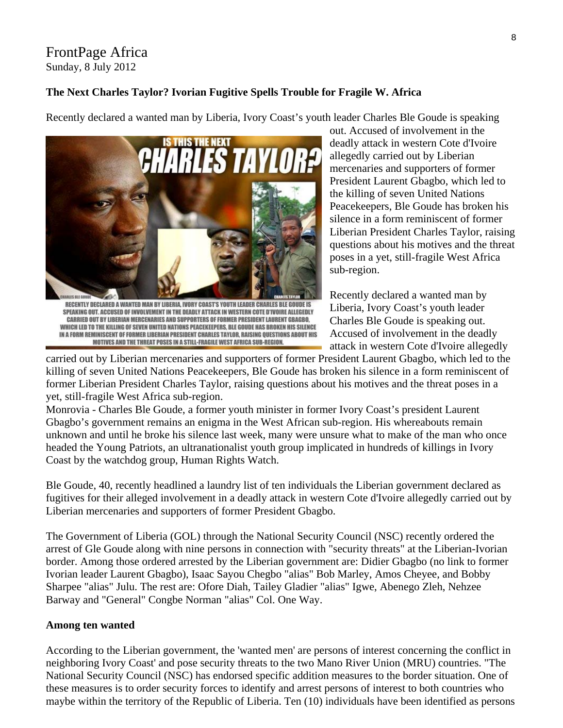FrontPage Africa
Sunday, 8 July 2012

**The Next Charles Taylor? Ivorian Fugitive Spells Trouble for Fragile W. Africa**

Recently declared a wanted man by Liberia, Ivory Coast's youth leader Charles Ble Goude is speaking out. Accused of involvement in the deadly attack in western Cote d'Ivoire allegedly carried out by Liberian mercenaries and supporters of former President Laurent Gbagbo, which led to the killing of seven United Nations Peacekeepers, Ble Goude has broken his silence in a form reminiscent of former Liberian President Charles Taylor, raising questions about his motives and the threat poses in a yet, still-fragile West Africa sub-region.

RECENTLY DECLARED A WANTED MAN BY LIBERIA, IVORY COAST'S YOUTH LEADER CHARLES BLE GOUDE IS SPEAKING OUT. ACCUSED OF INVOLVEMENT IN THE DEADLY ATTACK IN WESTERN COTE D'IVOIRE ALLEGEDLY CARRIED OUT BY LIBERIAN MERCENARIES AND SUPPORTERS OF FORMER PRESIDENT LAURENT GBAGBO, WHICH LED TO THE KILLING OF SEVEN UNITED NATIONS PEACEKEEPERS, BLE GOUDE HAS BROKEN HIS SILENCE IN A FORM REMINISCENT OF FORMER LIBERIAN PRESIDENT CHARLES TAYLOR, RAISING QUESTIONS ABOUT HIS MOTIVES AND THE THREAT POSES IN A STILL-FRAGILE WEST AFRICA SUB-REGION.

Recently declared a wanted man by Liberia, Ivory Coast's youth leader Charles Ble Goude is speaking out. Accused of involvement in the deadly attack in western Cote d'Ivoire allegedly carried out by Liberian mercenaries and supporters of former President Laurent Gbagbo, which led to the killing of seven United Nations Peacekeepers, Ble Goude has broken his silence in a form reminiscent of former Liberian President Charles Taylor, raising questions about his motives and the threat poses in a yet, still-fragile West Africa sub-region.

Monrovia - Charles Ble Goude, a former youth minister in former Ivory Coast's president Laurent Gbagbo's government remains an enigma in the West African sub-region. His whereabouts remain unknown and until he broke his silence last week, many were unsure what to make of the man who once headed the Young Patriots, an ultranationalist youth group implicated in hundreds of killings in Ivory Coast by the watchdog group, Human Rights Watch.

Ble Goude, 40, recently headlined a laundry list of ten individuals the Liberian government declared as fugitives for their alleged involvement in a deadly attack in western Cote d'Ivoire allegedly carried out by Liberian mercenaries and supporters of former President Gbagbo.

The Government of Liberia (GOL) through the National Security Council (NSC) recently ordered the arrest of Gle Goude along with nine persons in connection with "security threats" at the Liberian-Ivorian border. Among those ordered arrested by the Liberian government are: Didier Gbagbo (no link to former Ivorian leader Laurent Gbagbo), Isaac Sayou Chegbo "alias" Bob Marley, Amos Cheyee, and Bobby Sharpee "alias" Julu. The rest are: Ofore Diah, Tailey Gladier "alias" Igwe, Abenego Zleh, Nehzee Barway and "General" Congbe Norman "alias" Col. One Way.

**Among ten wanted**

According to the Liberian government, the 'wanted men' are persons of interest concerning the conflict in neighboring Ivory Coast' and pose security threats to the two Mano River Union (MRU) countries. "The National Security Council (NSC) has endorsed specific addition measures to the border situation. One of these measures is to order security forces to identify and arrest persons of interest to both countries who maybe within the territory of the Republic of Liberia. Ten (10) individuals have been identified as persons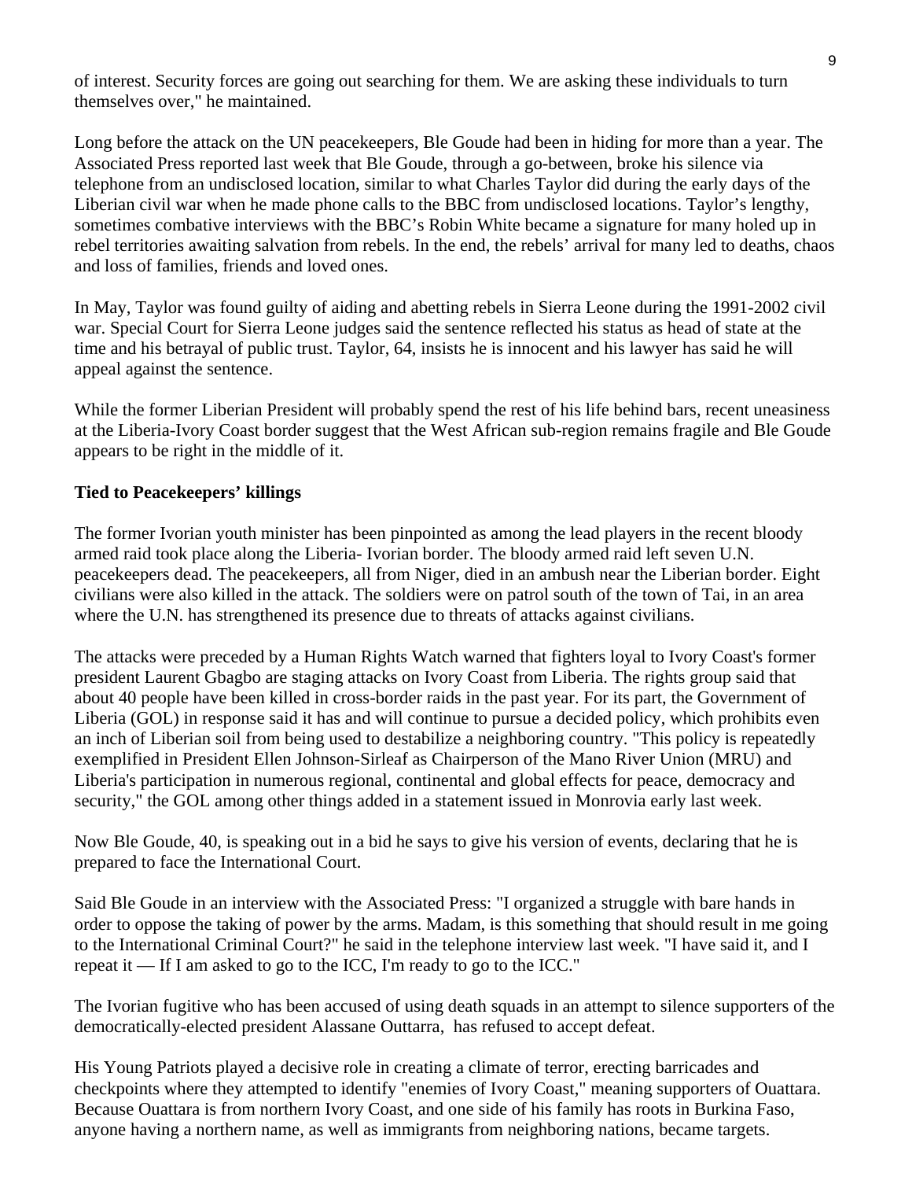of interest. Security forces are going out searching for them. We are asking these individuals to turn themselves over," he maintained.

Long before the attack on the UN peacekeepers, Ble Goude had been in hiding for more than a year. The Associated Press reported last week that Ble Goude, through a go-between, broke his silence via telephone from an undisclosed location, similar to what Charles Taylor did during the early days of the Liberian civil war when he made phone calls to the BBC from undisclosed locations. Taylor's lengthy, sometimes combative interviews with the BBC's Robin White became a signature for many holed up in rebel territories awaiting salvation from rebels. In the end, the rebels' arrival for many led to deaths, chaos and loss of families, friends and loved ones.

In May, Taylor was found guilty of aiding and abetting rebels in Sierra Leone during the 1991-2002 civil war. Special Court for Sierra Leone judges said the sentence reflected his status as head of state at the time and his betrayal of public trust. Taylor, 64, insists he is innocent and his lawyer has said he will appeal against the sentence.

While the former Liberian President will probably spend the rest of his life behind bars, recent uneasiness at the Liberia-Ivory Coast border suggest that the West African sub-region remains fragile and Ble Goude appears to be right in the middle of it.

**Tied to Peacekeepers' killings**

The former Ivorian youth minister has been pinpointed as among the lead players in the recent bloody armed raid took place along the Liberia- Ivorian border. The bloody armed raid left seven U.N. peacekeepers dead. The peacekeepers, all from Niger, died in an ambush near the Liberian border. Eight civilians were also killed in the attack. The soldiers were on patrol south of the town of Tai, in an area where the U.N. has strengthened its presence due to threats of attacks against civilians.

The attacks were preceded by a Human Rights Watch warned that fighters loyal to Ivory Coast's former president Laurent Gbagbo are staging attacks on Ivory Coast from Liberia. The rights group said that about 40 people have been killed in cross-border raids in the past year. For its part, the Government of Liberia (GOL) in response said it has and will continue to pursue a decided policy, which prohibits even an inch of Liberian soil from being used to destabilize a neighboring country. "This policy is repeatedly exemplified in President Ellen Johnson-Sirleaf as Chairperson of the Mano River Union (MRU) and Liberia's participation in numerous regional, continental and global effects for peace, democracy and security," the GOL among other things added in a statement issued in Monrovia early last week.

Now Ble Goude, 40, is speaking out in a bid he says to give his version of events, declaring that he is prepared to face the International Court.

Said Ble Goude in an interview with the Associated Press: "I organized a struggle with bare hands in order to oppose the taking of power by the arms. Madam, is this something that should result in me going to the International Criminal Court?" he said in the telephone interview last week. "I have said it, and I repeat it — If I am asked to go to the ICC, I'm ready to go to the ICC."

The Ivorian fugitive who has been accused of using death squads in an attempt to silence supporters of the democratically-elected president Alassane Outtarra, has refused to accept defeat.

His Young Patriots played a decisive role in creating a climate of terror, erecting barricades and checkpoints where they attempted to identify "enemies of Ivory Coast," meaning supporters of Ouattara. Because Ouattara is from northern Ivory Coast, and one side of his family has roots in Burkina Faso, anyone having a northern name, as well as immigrants from neighboring nations, became targets.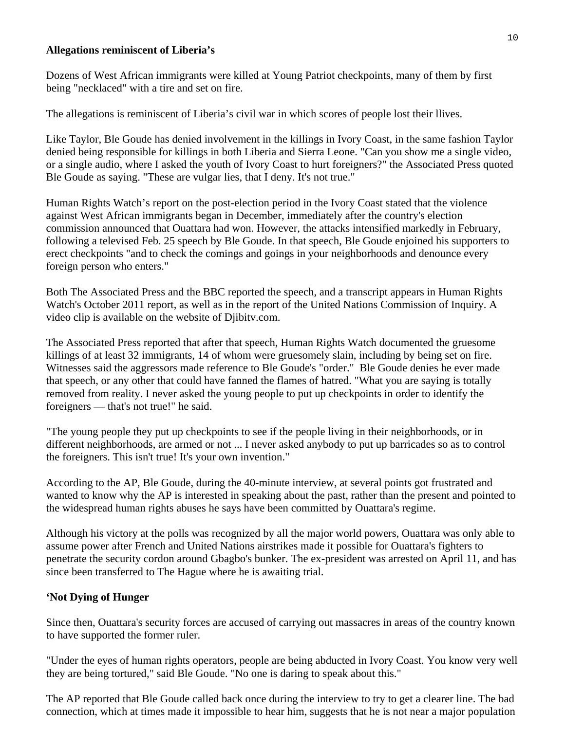**Allegations reminiscent of Liberia's**

Dozens of West African immigrants were killed at Young Patriot checkpoints, many of them by first being "necklaced" with a tire and set on fire.

The allegations is reminiscent of Liberia's civil war in which scores of people lost their llives.

Like Taylor, Ble Goude has denied involvement in the killings in Ivory Coast, in the same fashion Taylor denied being responsible for killings in both Liberia and Sierra Leone. "Can you show me a single video, or a single audio, where I asked the youth of Ivory Coast to hurt foreigners?" the Associated Press quoted Ble Goude as saying. "These are vulgar lies, that I deny. It's not true."

Human Rights Watch's report on the post-election period in the Ivory Coast stated that the violence against West African immigrants began in December, immediately after the country's election commission announced that Ouattara had won. However, the attacks intensified markedly in February, following a televised Feb. 25 speech by Ble Goude. In that speech, Ble Goude enjoined his supporters to erect checkpoints "and to check the comings and goings in your neighborhoods and denounce every foreign person who enters."

Both The Associated Press and the BBC reported the speech, and a transcript appears in Human Rights Watch's October 2011 report, as well as in the report of the United Nations Commission of Inquiry. A video clip is available on the website of Djibitv.com.

The Associated Press reported that after that speech, Human Rights Watch documented the gruesome killings of at least 32 immigrants, 14 of whom were gruesomely slain, including by being set on fire. Witnesses said the aggressors made reference to Ble Goude's "order." Ble Goude denies he ever made that speech, or any other that could have fanned the flames of hatred. "What you are saying is totally removed from reality. I never asked the young people to put up checkpoints in order to identify the foreigners — that's not true!" he said.

"The young people they put up checkpoints to see if the people living in their neighborhoods, or in different neighborhoods, are armed or not ... I never asked anybody to put up barricades so as to control the foreigners. This isn't true! It's your own invention."

According to the AP, Ble Goude, during the 40-minute interview, at several points got frustrated and wanted to know why the AP is interested in speaking about the past, rather than the present and pointed to the widespread human rights abuses he says have been committed by Ouattara's regime.

Although his victory at the polls was recognized by all the major world powers, Ouattara was only able to assume power after French and United Nations airstrikes made it possible for Ouattara's fighters to penetrate the security cordon around Gbagbo's bunker. The ex-president was arrested on April 11, and has since been transferred to The Hague where he is awaiting trial.

**'Not Dying of Hunger**

Since then, Ouattara's security forces are accused of carrying out massacres in areas of the country known to have supported the former ruler.

"Under the eyes of human rights operators, people are being abducted in Ivory Coast. You know very well they are being tortured," said Ble Goude. "No one is daring to speak about this."

The AP reported that Ble Goude called back once during the interview to try to get a clearer line. The bad connection, which at times made it impossible to hear him, suggests that he is not near a major population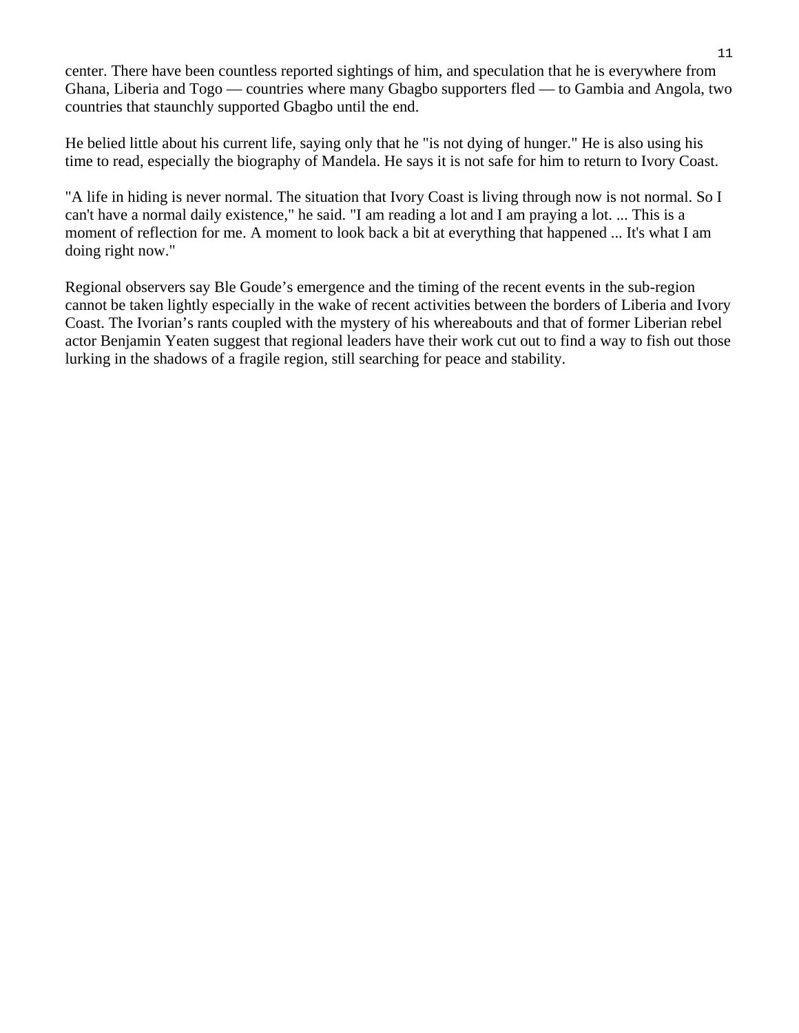center. There have been countless reported sightings of him, and speculation that he is everywhere from Ghana, Liberia and Togo — countries where many Gbagbo supporters fled — to Gambia and Angola, two countries that staunchly supported Gbagbo until the end.

He belied little about his current life, saying only that he "is not dying of hunger." He is also using his time to read, especially the biography of Mandela. He says it is not safe for him to return to Ivory Coast.

"A life in hiding is never normal. The situation that Ivory Coast is living through now is not normal. So I can't have a normal daily existence," he said. "I am reading a lot and I am praying a lot. ... This is a moment of reflection for me. A moment to look back a bit at everything that happened ... It's what I am doing right now."

Regional observers say Ble Goude's emergence and the timing of the recent events in the sub-region cannot be taken lightly especially in the wake of recent activities between the borders of Liberia and Ivory Coast. The Ivorian's rants coupled with the mystery of his whereabouts and that of former Liberian rebel actor Benjamin Yeaten suggest that regional leaders have their work cut out to find a way to fish out those lurking in the shadows of a fragile region, still searching for peace and stability.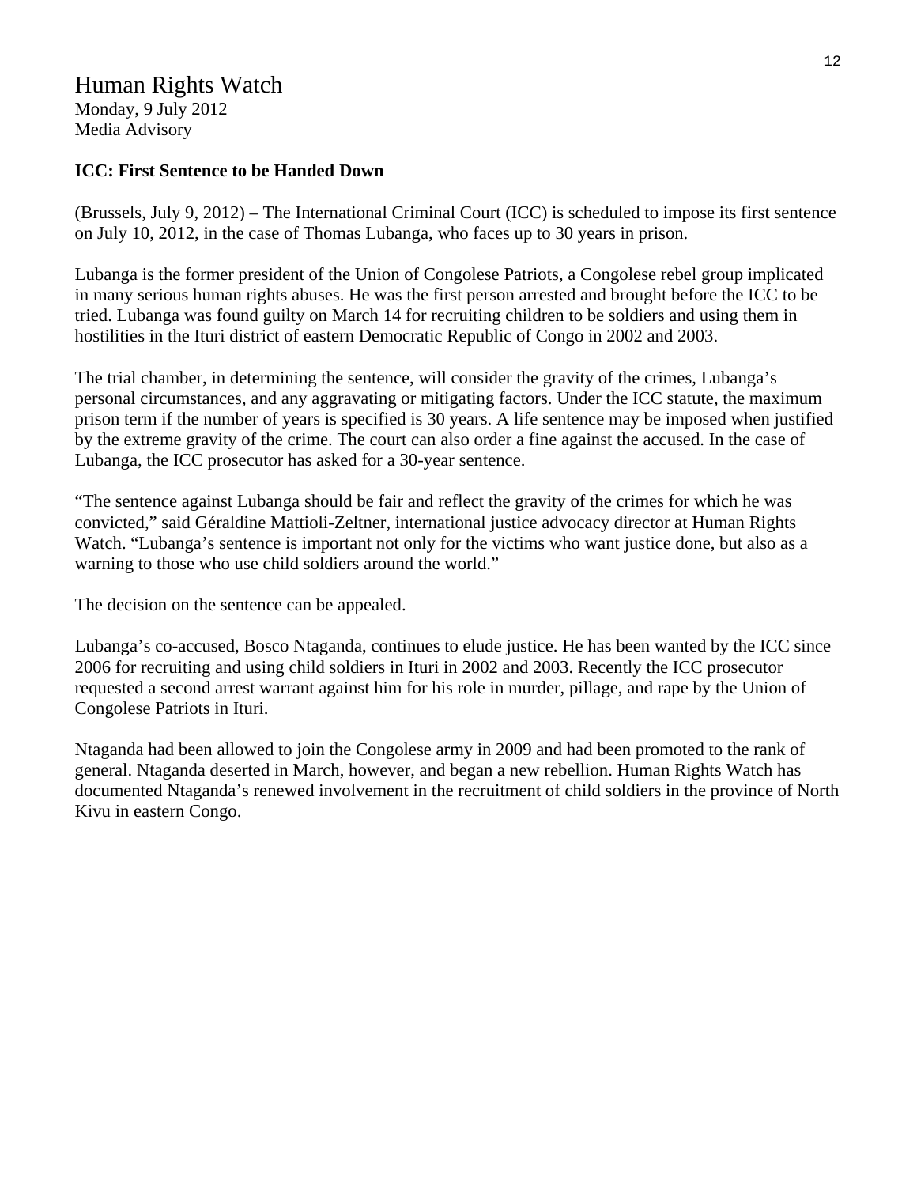# Human Rights Watch

Monday, 9 July 2012
Media Advisory

**ICC: First Sentence to be Handed Down**

(Brussels, July 9, 2012) – The International Criminal Court (ICC) is scheduled to impose its first sentence on July 10, 2012, in the case of Thomas Lubanga, who faces up to 30 years in prison.

Lubanga is the former president of the Union of Congolese Patriots, a Congolese rebel group implicated in many serious human rights abuses. He was the first person arrested and brought before the ICC to be tried. Lubanga was found guilty on March 14 for recruiting children to be soldiers and using them in hostilities in the Ituri district of eastern Democratic Republic of Congo in 2002 and 2003.

The trial chamber, in determining the sentence, will consider the gravity of the crimes, Lubanga's personal circumstances, and any aggravating or mitigating factors. Under the ICC statute, the maximum prison term if the number of years is specified is 30 years. A life sentence may be imposed when justified by the extreme gravity of the crime. The court can also order a fine against the accused. In the case of Lubanga, the ICC prosecutor has asked for a 30-year sentence.

"The sentence against Lubanga should be fair and reflect the gravity of the crimes for which he was convicted," said Géraldine Mattioli-Zeltner, international justice advocacy director at Human Rights Watch. "Lubanga's sentence is important not only for the victims who want justice done, but also as a warning to those who use child soldiers around the world."

The decision on the sentence can be appealed.

Lubanga's co-accused, Bosco Ntaganda, continues to elude justice. He has been wanted by the ICC since 2006 for recruiting and using child soldiers in Ituri in 2002 and 2003. Recently the ICC prosecutor requested a second arrest warrant against him for his role in murder, pillage, and rape by the Union of Congolese Patriots in Ituri.

Ntaganda had been allowed to join the Congolese army in 2009 and had been promoted to the rank of general. Ntaganda deserted in March, however, and began a new rebellion. Human Rights Watch has documented Ntaganda's renewed involvement in the recruitment of child soldiers in the province of North Kivu in eastern Congo.